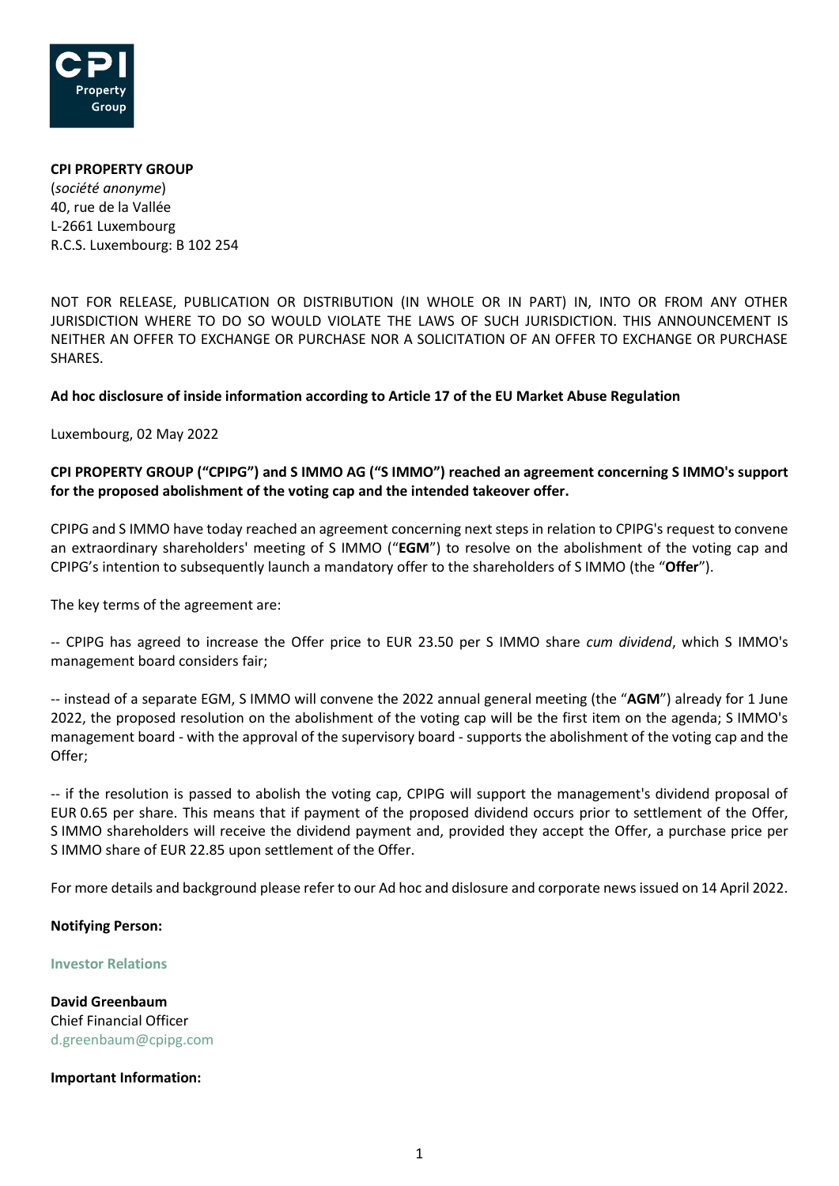**CPI PROPERTY GROUP**
(*société anonyme*)
40, rue de la Vallée
L-2661 Luxembourg
R.C.S. Luxembourg: B 102 254

NOT FOR RELEASE, PUBLICATION OR DISTRIBUTION (IN WHOLE OR IN PART) IN, INTO OR FROM ANY OTHER JURISDICTION WHERE TO DO SO WOULD VIOLATE THE LAWS OF SUCH JURISDICTION. THIS ANNOUNCEMENT IS NEITHER AN OFFER TO EXCHANGE OR PURCHASE NOR A SOLICITATION OF AN OFFER TO EXCHANGE OR PURCHASE SHARES.

**Ad hoc disclosure of inside information according to Article 17 of the EU Market Abuse Regulation**

Luxembourg, 02 May 2022

**CPI PROPERTY GROUP ("CPIPG") and S IMMO AG ("S IMMO") reached an agreement concerning S IMMO's support for the proposed abolishment of the voting cap and the intended takeover offer.**

CPIPG and S IMMO have today reached an agreement concerning next steps in relation to CPIPG's request to convene an extraordinary shareholders' meeting of S IMMO ("**EGM**") to resolve on the abolishment of the voting cap and CPIPG's intention to subsequently launch a mandatory offer to the shareholders of S IMMO (the "**Offer**").

The key terms of the agreement are:

-- CPIPG has agreed to increase the Offer price to EUR 23.50 per S IMMO share *cum dividend*, which S IMMO's management board considers fair;

-- instead of a separate EGM, S IMMO will convene the 2022 annual general meeting (the "**AGM**") already for 1 June 2022, the proposed resolution on the abolishment of the voting cap will be the first item on the agenda; S IMMO's management board - with the approval of the supervisory board - supports the abolishment of the voting cap and the Offer;

-- if the resolution is passed to abolish the voting cap, CPIPG will support the management's dividend proposal of EUR 0.65 per share. This means that if payment of the proposed dividend occurs prior to settlement of the Offer, S IMMO shareholders will receive the dividend payment and, provided they accept the Offer, a purchase price per S IMMO share of EUR 22.85 upon settlement of the Offer.

For more details and background please refer to our Ad hoc and dislosure and corporate news issued on 14 April 2022.

**Notifying Person:**

**Investor Relations**

**David Greenbaum**
Chief Financial Officer
d.greenbaum@cpipg.com

**Important Information:**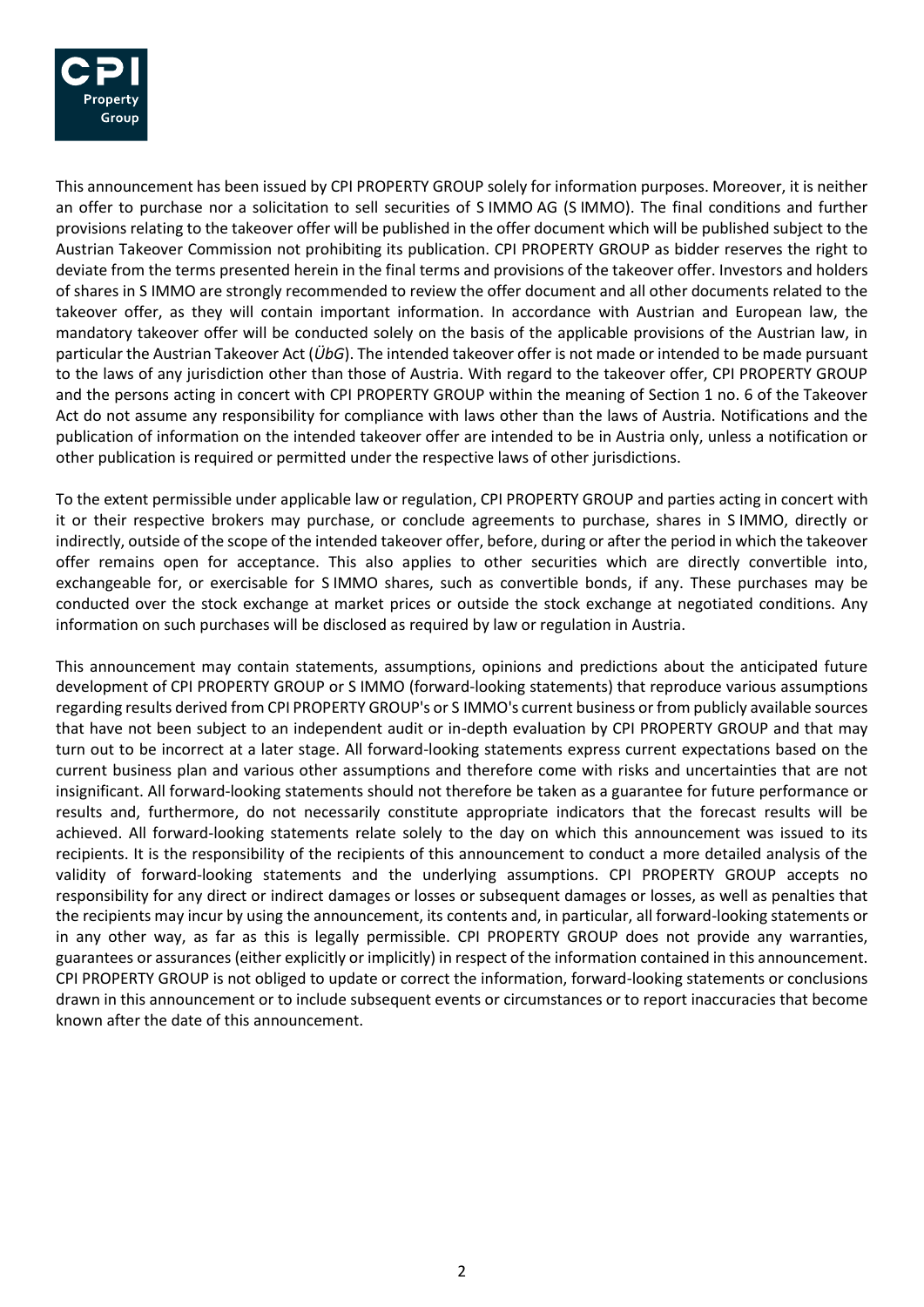This announcement has been issued by CPI PROPERTY GROUP solely for information purposes. Moreover, it is neither an offer to purchase nor a solicitation to sell securities of S IMMO AG (S IMMO). The final conditions and further provisions relating to the takeover offer will be published in the offer document which will be published subject to the Austrian Takeover Commission not prohibiting its publication. CPI PROPERTY GROUP as bidder reserves the right to deviate from the terms presented herein in the final terms and provisions of the takeover offer. Investors and holders of shares in S IMMO are strongly recommended to review the offer document and all other documents related to the takeover offer, as they will contain important information. In accordance with Austrian and European law, the mandatory takeover offer will be conducted solely on the basis of the applicable provisions of the Austrian law, in particular the Austrian Takeover Act (*ÜbG*). The intended takeover offer is not made or intended to be made pursuant to the laws of any jurisdiction other than those of Austria. With regard to the takeover offer, CPI PROPERTY GROUP and the persons acting in concert with CPI PROPERTY GROUP within the meaning of Section 1 no. 6 of the Takeover Act do not assume any responsibility for compliance with laws other than the laws of Austria. Notifications and the publication of information on the intended takeover offer are intended to be in Austria only, unless a notification or other publication is required or permitted under the respective laws of other jurisdictions.

To the extent permissible under applicable law or regulation, CPI PROPERTY GROUP and parties acting in concert with it or their respective brokers may purchase, or conclude agreements to purchase, shares in S IMMO, directly or indirectly, outside of the scope of the intended takeover offer, before, during or after the period in which the takeover offer remains open for acceptance. This also applies to other securities which are directly convertible into, exchangeable for, or exercisable for S IMMO shares, such as convertible bonds, if any. These purchases may be conducted over the stock exchange at market prices or outside the stock exchange at negotiated conditions. Any information on such purchases will be disclosed as required by law or regulation in Austria.

This announcement may contain statements, assumptions, opinions and predictions about the anticipated future development of CPI PROPERTY GROUP or S IMMO (forward-looking statements) that reproduce various assumptions regarding results derived from CPI PROPERTY GROUP's or S IMMO's current business or from publicly available sources that have not been subject to an independent audit or in-depth evaluation by CPI PROPERTY GROUP and that may turn out to be incorrect at a later stage. All forward-looking statements express current expectations based on the current business plan and various other assumptions and therefore come with risks and uncertainties that are not insignificant. All forward-looking statements should not therefore be taken as a guarantee for future performance or results and, furthermore, do not necessarily constitute appropriate indicators that the forecast results will be achieved. All forward-looking statements relate solely to the day on which this announcement was issued to its recipients. It is the responsibility of the recipients of this announcement to conduct a more detailed analysis of the validity of forward-looking statements and the underlying assumptions. CPI PROPERTY GROUP accepts no responsibility for any direct or indirect damages or losses or subsequent damages or losses, as well as penalties that the recipients may incur by using the announcement, its contents and, in particular, all forward-looking statements or in any other way, as far as this is legally permissible. CPI PROPERTY GROUP does not provide any warranties, guarantees or assurances (either explicitly or implicitly) in respect of the information contained in this announcement. CPI PROPERTY GROUP is not obliged to update or correct the information, forward-looking statements or conclusions drawn in this announcement or to include subsequent events or circumstances or to report inaccuracies that become known after the date of this announcement.